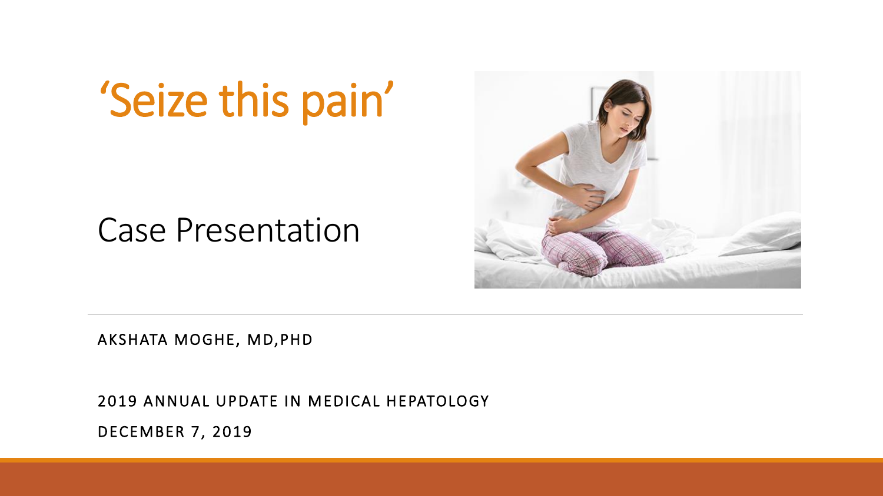# 'Seize this pain'

## Case Presentation

AKSHATA MOGHE, MD,PHD

2019 ANNUAL UPDATE IN MEDICAL HEPATOLOGY

DECEMBER 7, 2019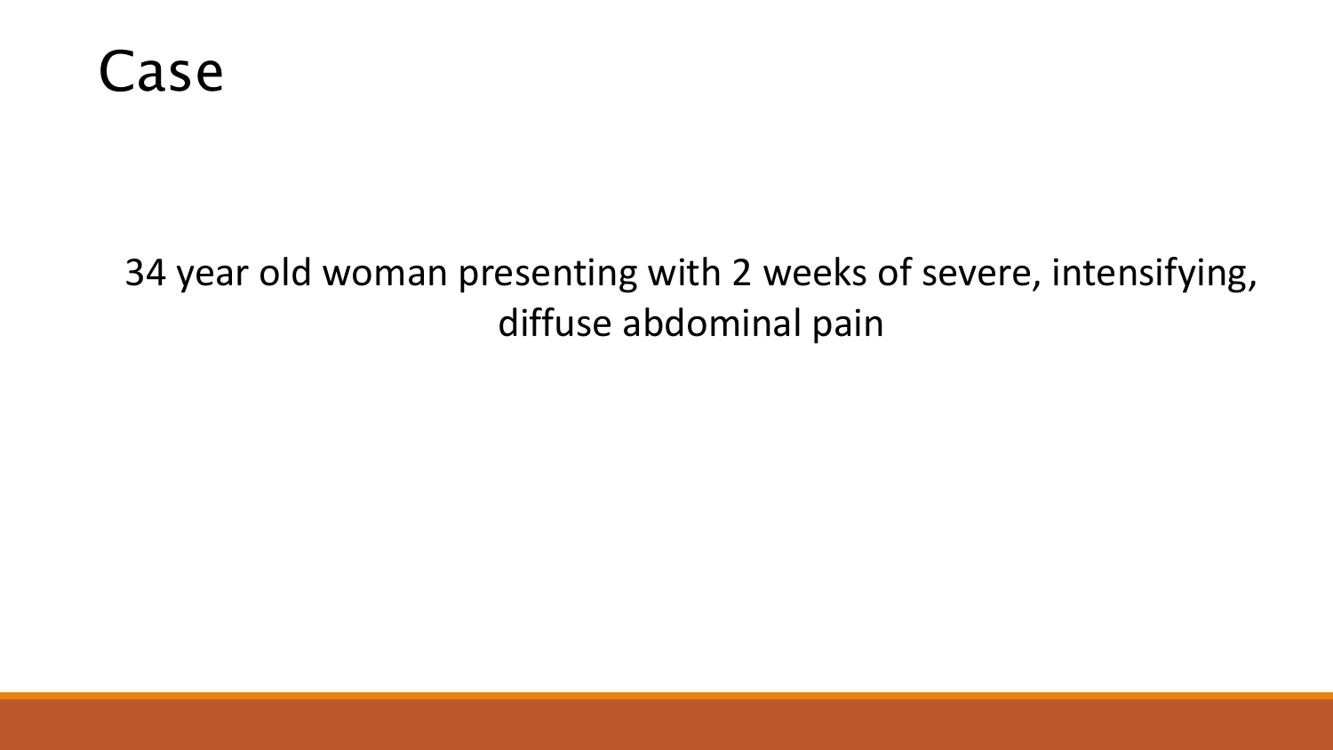# Case

34 year old woman presenting with 2 weeks of severe, intensifying, diffuse abdominal pain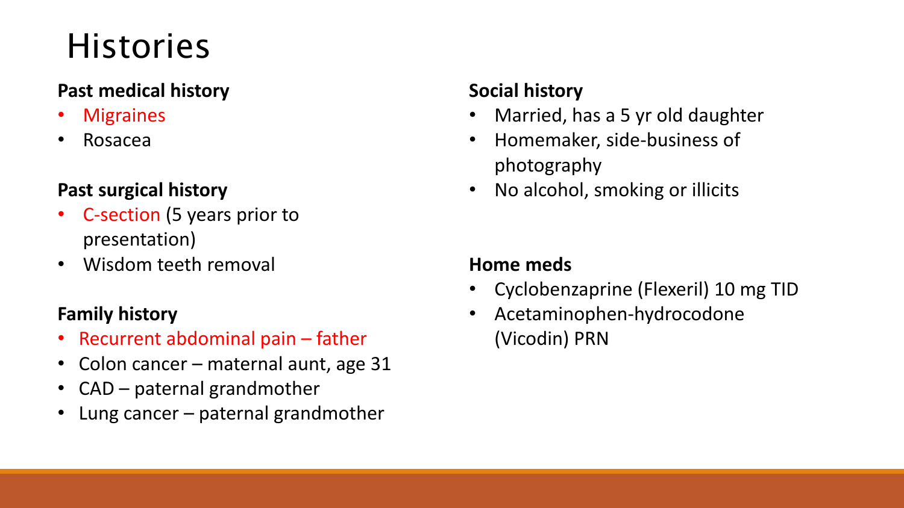# Histories

**Past medical history**

- Migraines
- Rosacea

**Past surgical history**

- C-section (5 years prior to presentation)
- Wisdom teeth removal

**Family history**

- Recurrent abdominal pain – father
- Colon cancer – maternal aunt, age 31
- CAD – paternal grandmother
- Lung cancer – paternal grandmother

**Social history**

- Married, has a 5 yr old daughter
- Homemaker, side-business of photography
- No alcohol, smoking or illicits

**Home meds**

- Cyclobenzaprine (Flexeril) 10 mg TID
- Acetaminophen-hydrocodone (Vicodin) PRN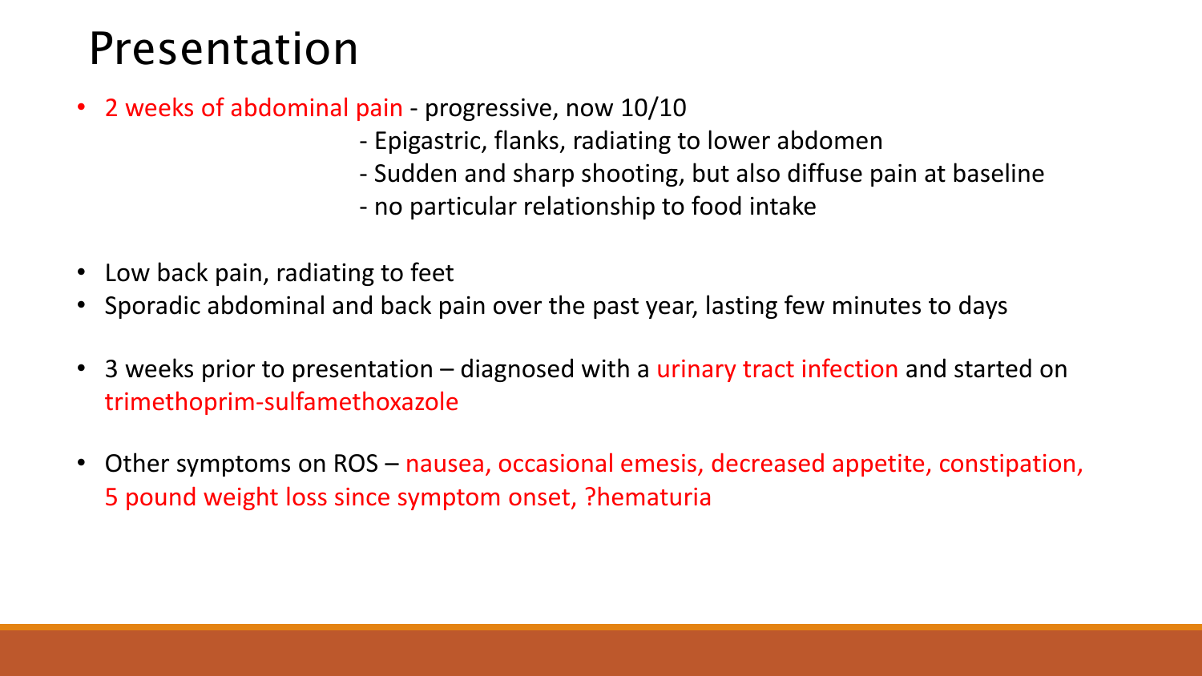# Presentation

- 2 weeks of abdominal pain - progressive, now 10/10
  - Epigastric, flanks, radiating to lower abdomen
  - Sudden and sharp shooting, but also diffuse pain at baseline
  - no particular relationship to food intake

- Low back pain, radiating to feet
- Sporadic abdominal and back pain over the past year, lasting few minutes to days

- 3 weeks prior to presentation – diagnosed with a urinary tract infection and started on trimethoprim-sulfamethoxazole

- Other symptoms on ROS – nausea, occasional emesis, decreased appetite, constipation, 5 pound weight loss since symptom onset, ?hematuria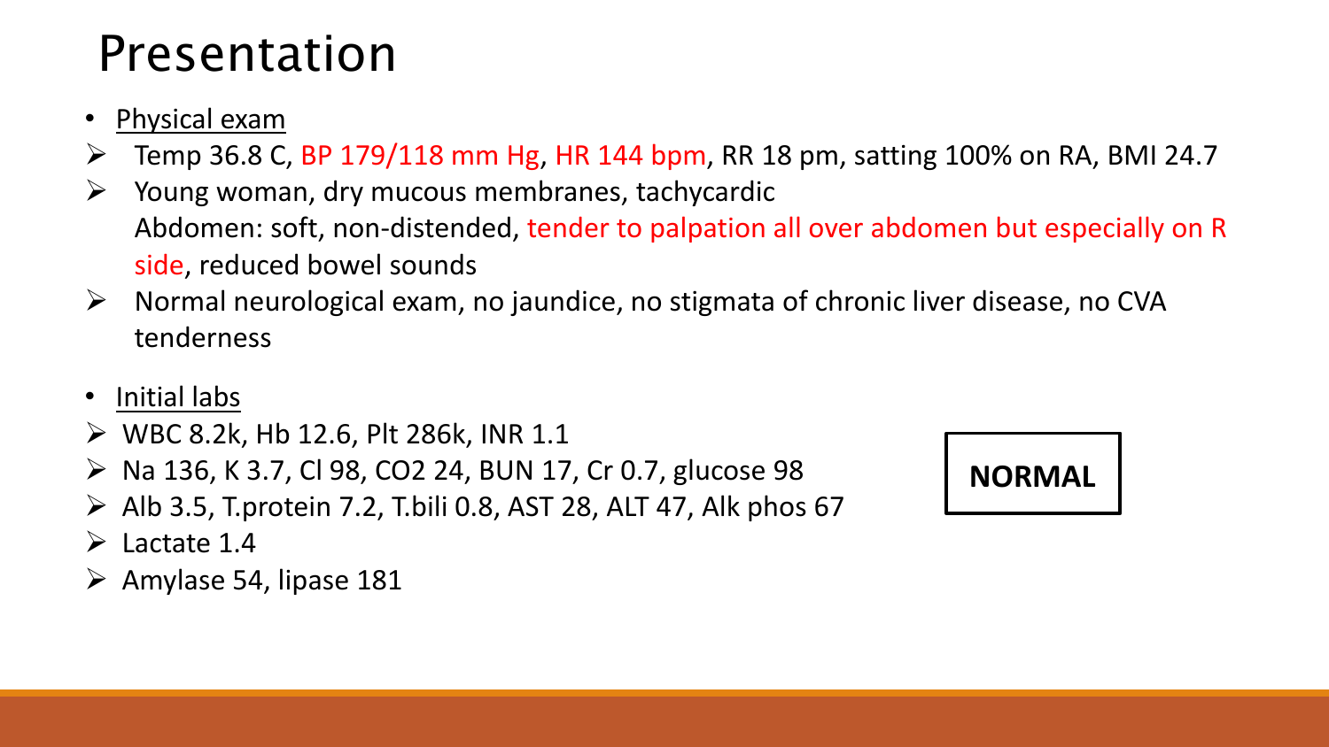# Presentation

- Physical exam
    - Temp 36.8 C, BP 179/118 mm Hg, HR 144 bpm, RR 18 pm, satting 100% on RA, BMI 24.7
    - Young woman, dry mucous membranes, tachycardic
      Abdomen: soft, non-distended, tender to palpation all over abdomen but especially on R side, reduced bowel sounds
    - Normal neurological exam, no jaundice, no stigmata of chronic liver disease, no CVA tenderness

- Initial labs
    - WBC 8.2k, Hb 12.6, Plt 286k, INR 1.1
    - Na 136, K 3.7, Cl 98, $CO_2$ 24, BUN 17, Cr 0.7, glucose 98
    - Alb 3.5, T.protein 7.2, T.bili 0.8, AST 28, ALT 47, Alk phos 67
    - Lactate 1.4
    - Amylase 54, lipase 181

**NORMAL**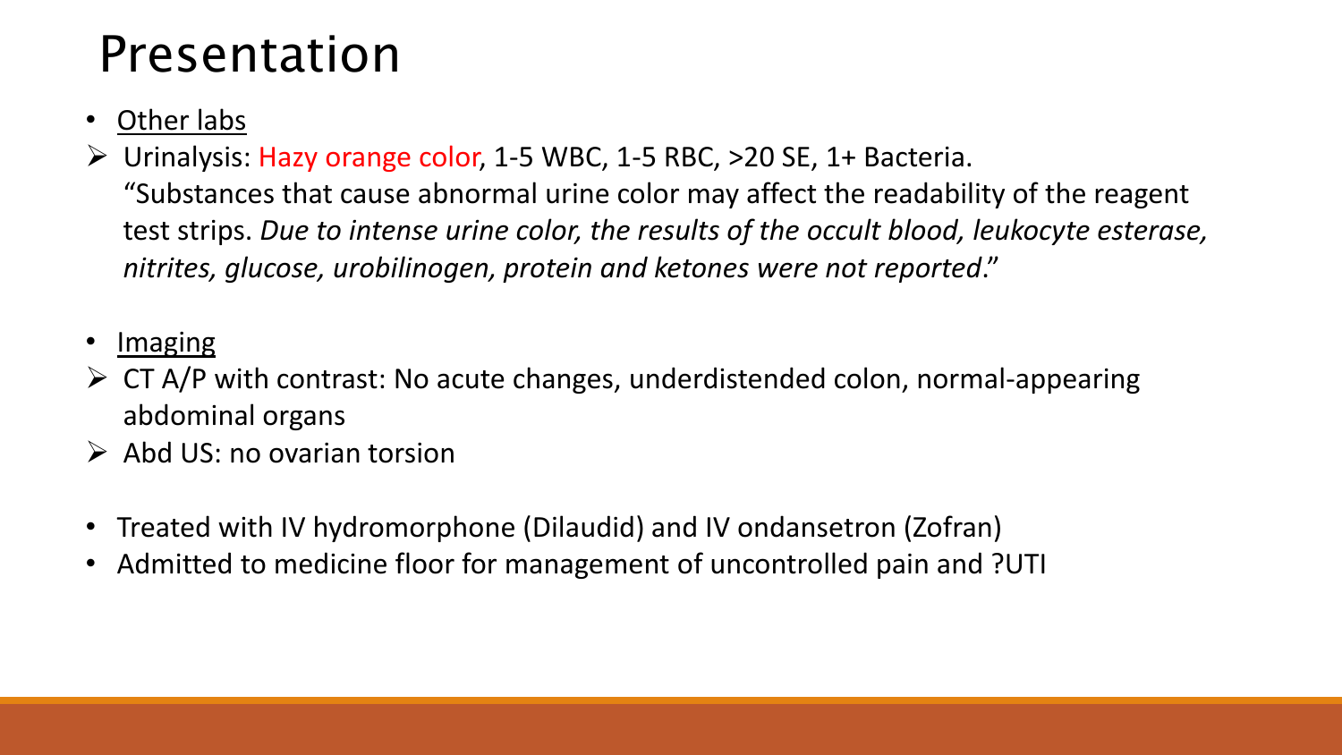# Presentation

- Other labs
  - Urinalysis: Hazy orange color, 1-5 WBC, 1-5 RBC, >20 SE, 1+ Bacteria.
    "Substances that cause abnormal urine color may affect the readability of the reagent test strips. *Due to intense urine color, the results of the occult blood, leukocyte esterase, nitrites, glucose, urobilinogen, protein and ketones were not reported*."

- Imaging
  - CT A/P with contrast: No acute changes, underdistended colon, normal-appearing abdominal organs
  - Abd US: no ovarian torsion

- Treated with IV hydromorphone (Dilaudid) and IV ondansetron (Zofran)
- Admitted to medicine floor for management of uncontrolled pain and ?UTI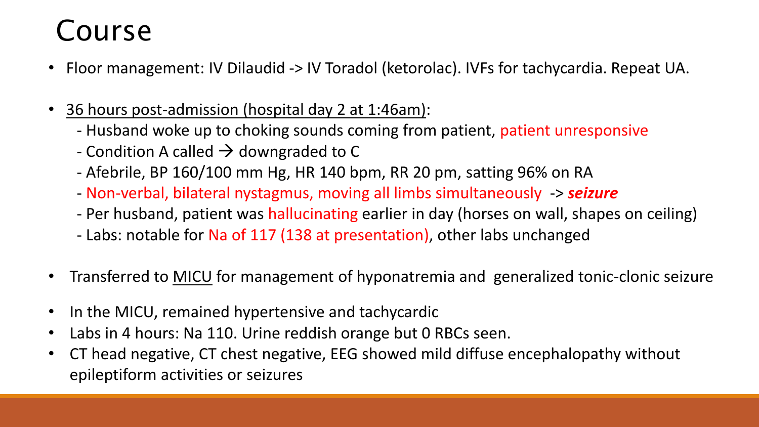# Course

- Floor management: IV Dilaudid -> IV Toradol (ketorolac). IVFs for tachycardia. Repeat UA.
- <u>36 hours post-admission (hospital day 2 at 1:46am)</u>:
  - Husband woke up to choking sounds coming from patient, patient unresponsive
  - Condition A called → downgraded to C
  - Afebrile, BP 160/100 mm Hg, HR 140 bpm, RR 20 pm, satting 96% on RA
  - Non-verbal, bilateral nystagmus, moving all limbs simultaneously -> ***seizure***
  - Per husband, patient was hallucinating earlier in day (horses on wall, shapes on ceiling)
  - Labs: notable for Na of 117 (138 at presentation), other labs unchanged
- Transferred to <u>MICU</u> for management of hyponatremia and generalized tonic-clonic seizure
- In the MICU, remained hypertensive and tachycardic
- Labs in 4 hours: Na 110. Urine reddish orange but 0 RBCs seen.
- CT head negative, CT chest negative, EEG showed mild diffuse encephalopathy without epileptiform activities or seizures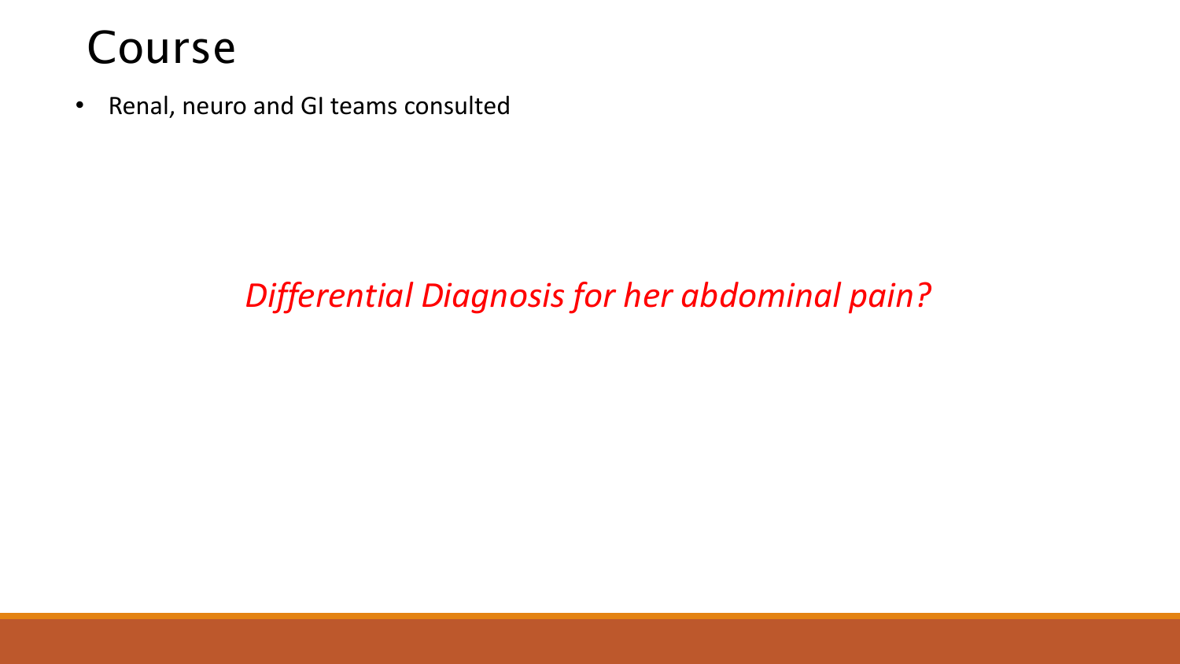# Course

- Renal, neuro and GI teams consulted

*Differential Diagnosis for her abdominal pain?*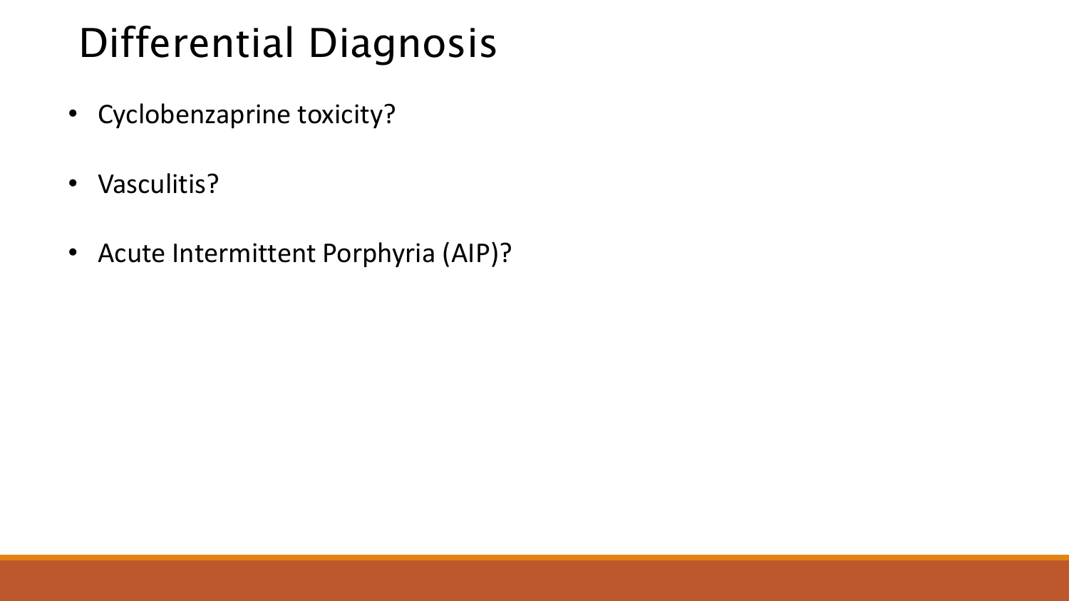# Differential Diagnosis

- Cyclobenzaprine toxicity?
- Vasculitis?
- Acute Intermittent Porphyria (AIP)?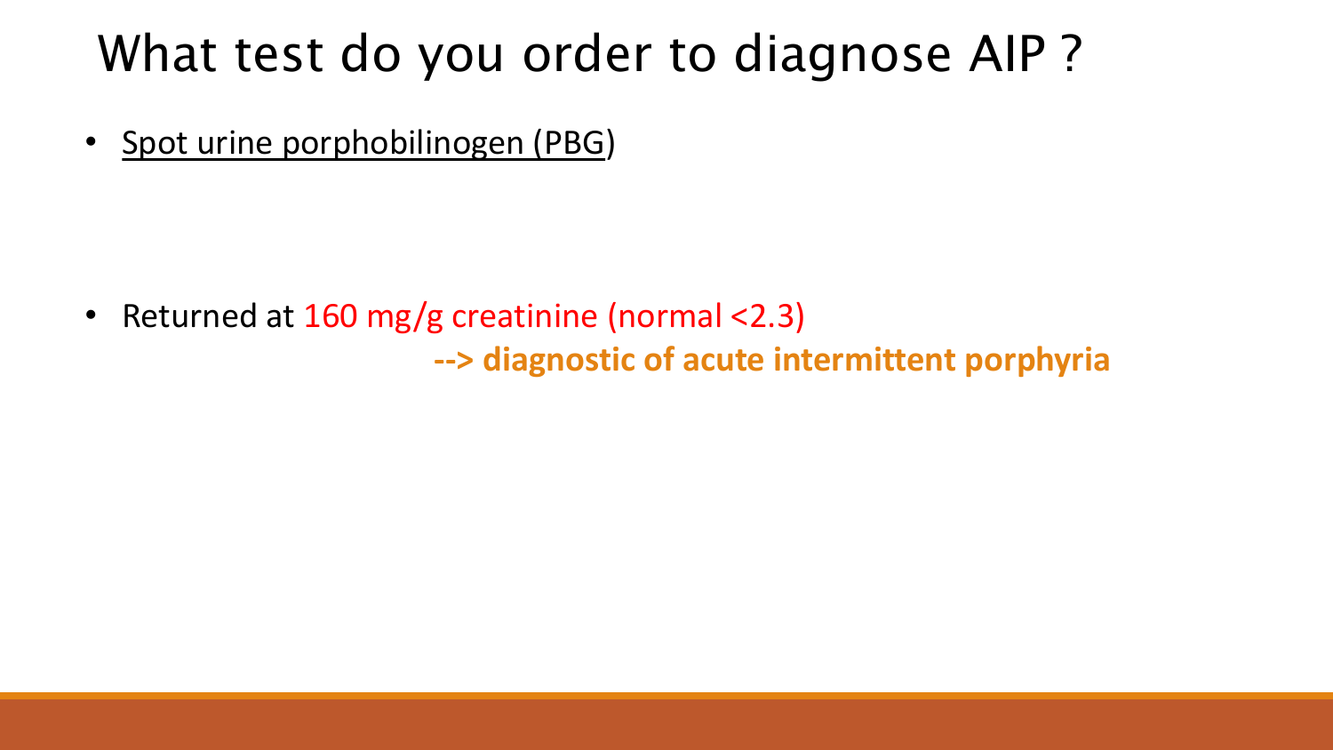# What test do you order to diagnose AIP ?

- Spot urine porphobilinogen (PBG)

- Returned at 160 mg/g creatinine (normal <2.3)

  **--> diagnostic of acute intermittent porphyria**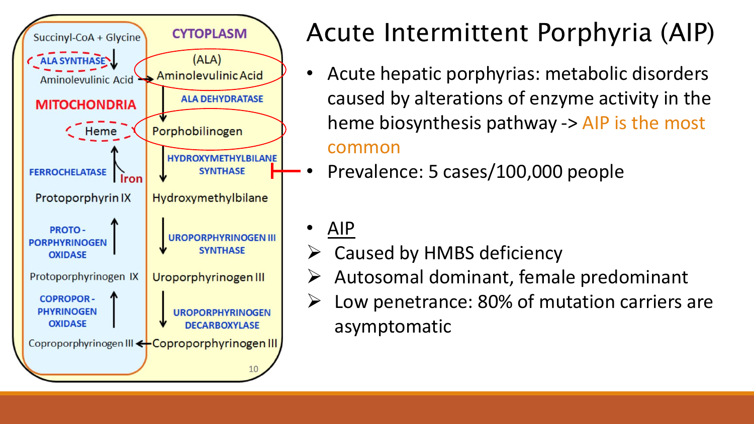# Acute Intermittent Porphyria (AIP)

- Acute hepatic porphyrias: metabolic disorders caused by alterations of enzyme activity in the heme biosynthesis pathway -> AIP is the most common
- Prevalence: 5 cases/100,000 people

- AIP
  - Caused by HMBS deficiency
  - Autosomal dominant, female predominant
  - Low penetrance: 80% of mutation carriers are asymptomatic

**MITOCHONDRIA**

Succinyl-CoA + Glycine → (ALA SYNTHASE) → Aminolevulinic Acid

Coproporphyrinogen III → (COPROPORPHYRINOGEN OXIDASE) → Protoporphyrinogen IX → (PROTOPORPHYRINOGEN OXIDASE) → Protoporphyrin IX → (FERROCHELATASE, Iron) → Heme

**CYTOPLASM**

(ALA) Aminolevulinic Acid → (ALA DEHYDRATASE) → Porphobilinogen → (HYDROXYMETHYLBILANE SYNTHASE) → Hydroxymethylbilane → (UROPORPHYRINOGEN III SYNTHASE) → Uroporphyrinogen III → (UROPORPHYRINOGEN DECARBOXYLASE) → Coproporphyrinogen III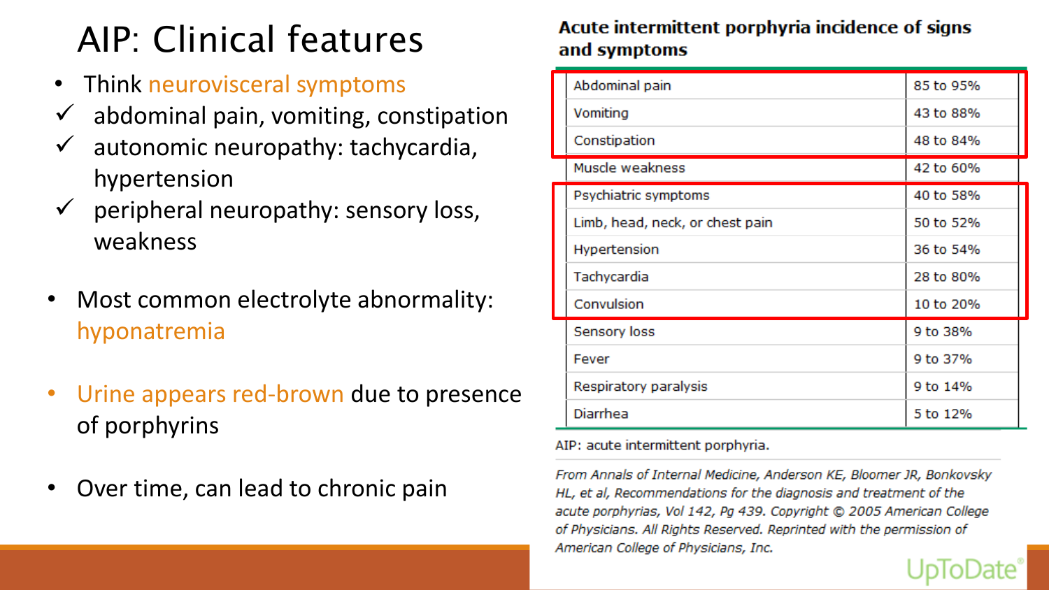# AIP: Clinical features

- Think neurovisceral symptoms
  - ✓ abdominal pain, vomiting, constipation
  - ✓ autonomic neuropathy: tachycardia, hypertension
  - ✓ peripheral neuropathy: sensory loss, weakness
- Most common electrolyte abnormality: hyponatremia
- Urine appears red-brown due to presence of porphyrins
- Over time, can lead to chronic pain

**Acute intermittent porphyria incidence of signs and symptoms**

| Sign/Symptom | Incidence |
|---|---|
| Abdominal pain | 85 to 95% |
| Vomiting | 43 to 88% |
| Constipation | 48 to 84% |
| Muscle weakness | 42 to 60% |
| Psychiatric symptoms | 40 to 58% |
| Limb, head, neck, or chest pain | 50 to 52% |
| Hypertension | 36 to 54% |
| Tachycardia | 28 to 80% |
| Convulsion | 10 to 20% |
| Sensory loss | 9 to 38% |
| Fever | 9 to 37% |
| Respiratory paralysis | 9 to 14% |
| Diarrhea | 5 to 12% |

AIP: acute intermittent porphyria.

*From Annals of Internal Medicine, Anderson KE, Bloomer JR, Bonkovsky HL, et al, Recommendations for the diagnosis and treatment of the acute porphyrias, Vol 142, Pg 439. Copyright © 2005 American College of Physicians. All Rights Reserved. Reprinted with the permission of American College of Physicians, Inc.*

UpToDate®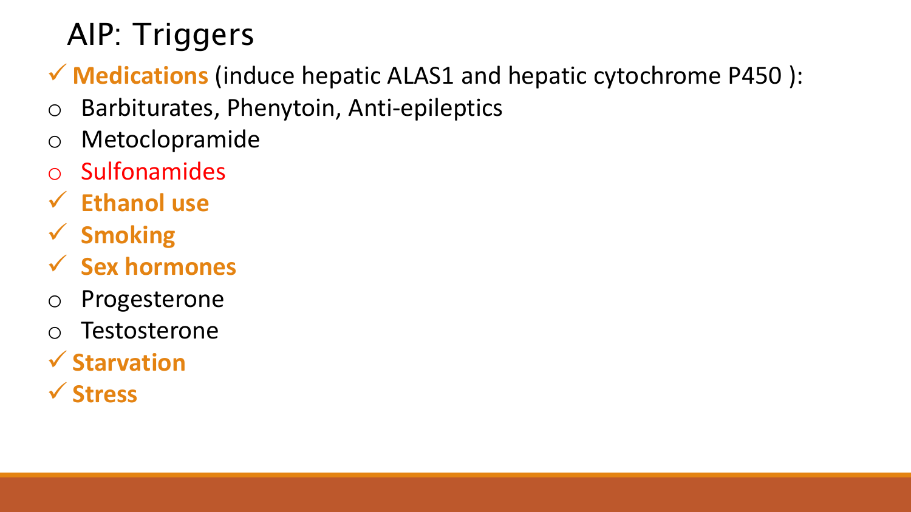# AIP: Triggers

- ✓ **Medications** (induce hepatic ALAS1 and hepatic cytochrome P450 ):
  - Barbiturates, Phenytoin, Anti-epileptics
  - Metoclopramide
  - Sulfonamides
- ✓ **Ethanol use**
- ✓ **Smoking**
- ✓ **Sex hormones**
  - Progesterone
  - Testosterone
- ✓ **Starvation**
- ✓ **Stress**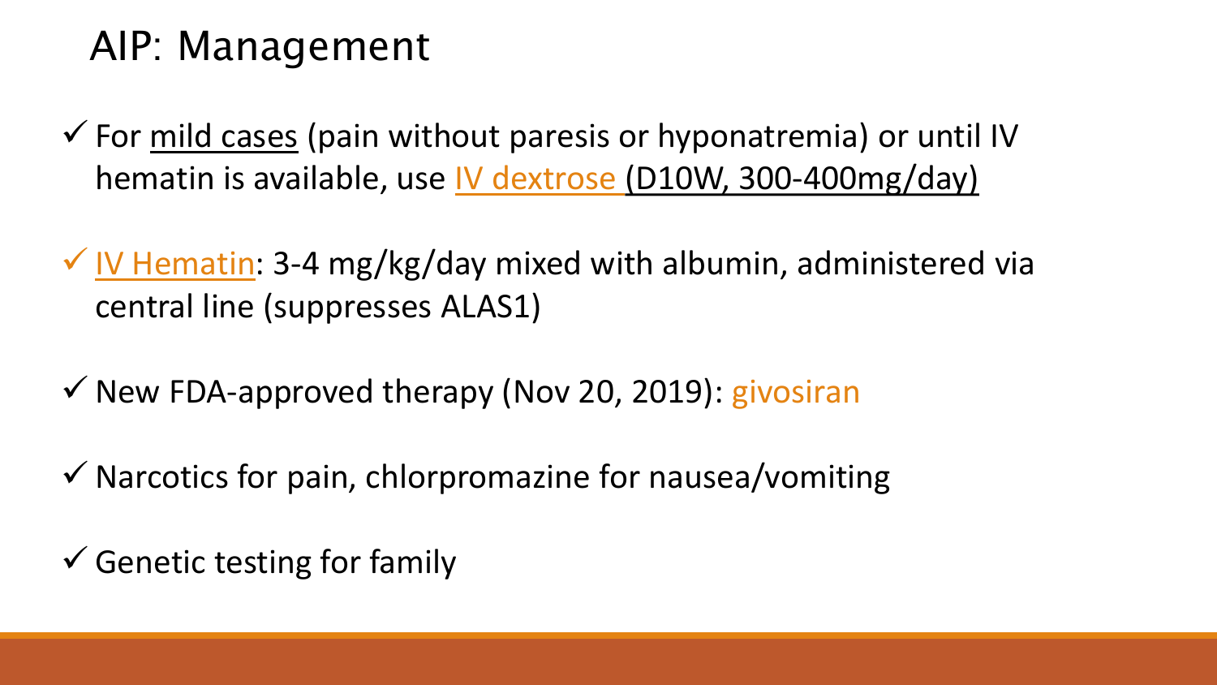# AIP: Management

- ✓ For mild cases (pain without paresis or hyponatremia) or until IV hematin is available, use IV dextrose (D10W, 300-400mg/day)
- ✓ IV Hematin: 3-4 mg/kg/day mixed with albumin, administered via central line (suppresses ALAS1)
- ✓ New FDA-approved therapy (Nov 20, 2019): givosiran
- ✓ Narcotics for pain, chlorpromazine for nausea/vomiting
- ✓ Genetic testing for family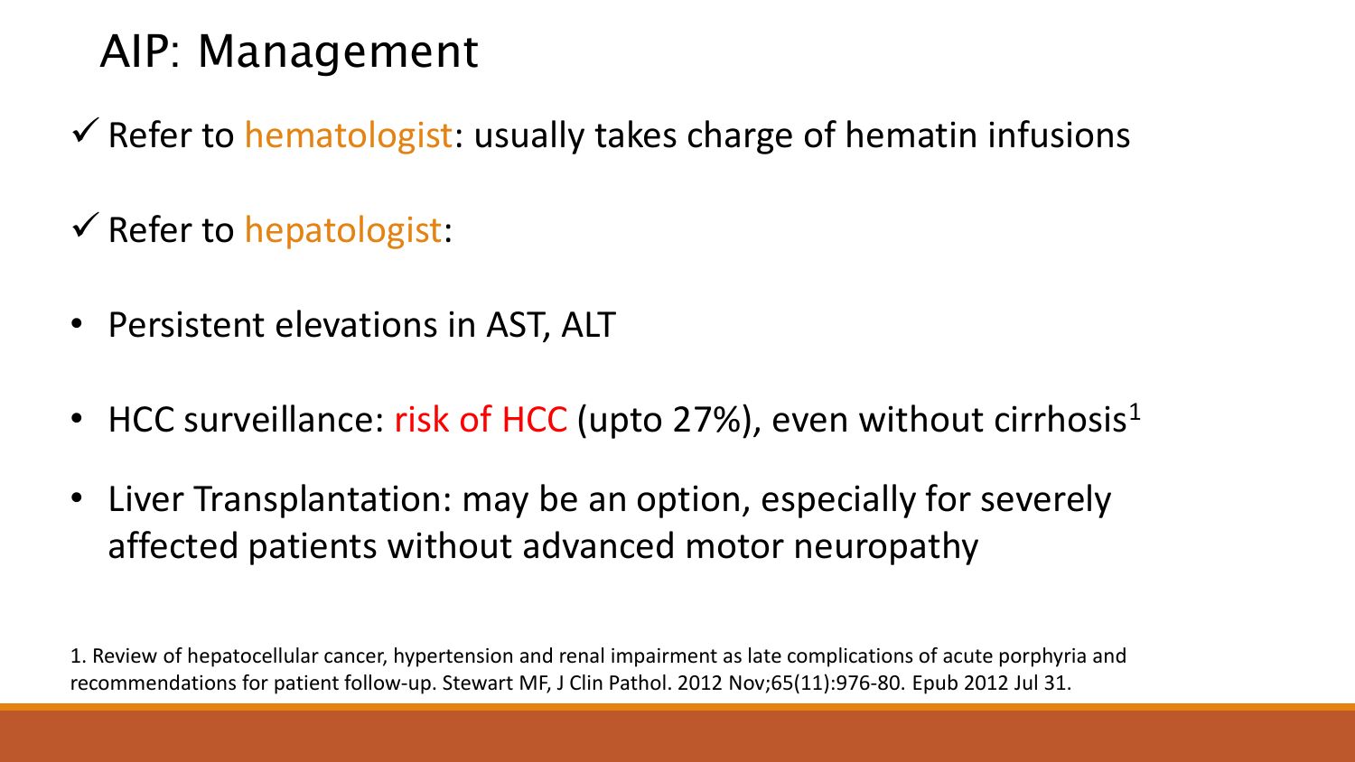# AIP: Management

- ✓ Refer to hematologist: usually takes charge of hematin infusions
- ✓ Refer to hepatologist:
  - Persistent elevations in AST, ALT
  - HCC surveillance: risk of HCC (upto 27%), even without cirrhosis[1]
  - Liver Transplantation: may be an option, especially for severely affected patients without advanced motor neuropathy

1. Review of hepatocellular cancer, hypertension and renal impairment as late complications of acute porphyria and recommendations for patient follow-up. Stewart MF, J Clin Pathol. 2012 Nov;65(11):976-80. Epub 2012 Jul 31.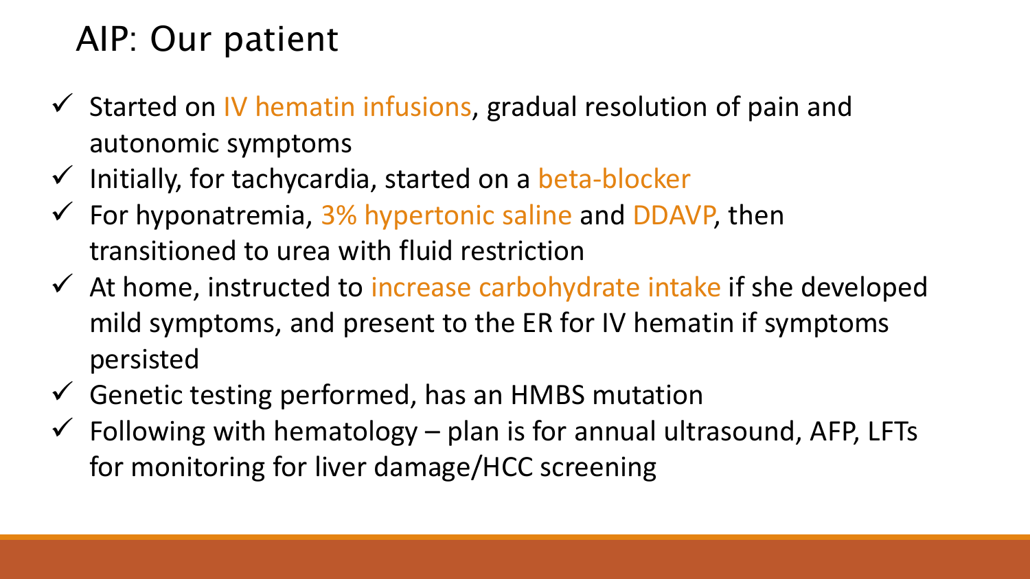# AIP: Our patient

- ✓ Started on IV hematin infusions, gradual resolution of pain and autonomic symptoms
- ✓ Initially, for tachycardia, started on a beta-blocker
- ✓ For hyponatremia, 3% hypertonic saline and DDAVP, then transitioned to urea with fluid restriction
- ✓ At home, instructed to increase carbohydrate intake if she developed mild symptoms, and present to the ER for IV hematin if symptoms persisted
- ✓ Genetic testing performed, has an HMBS mutation
- ✓ Following with hematology – plan is for annual ultrasound, AFP, LFTs for monitoring for liver damage/HCC screening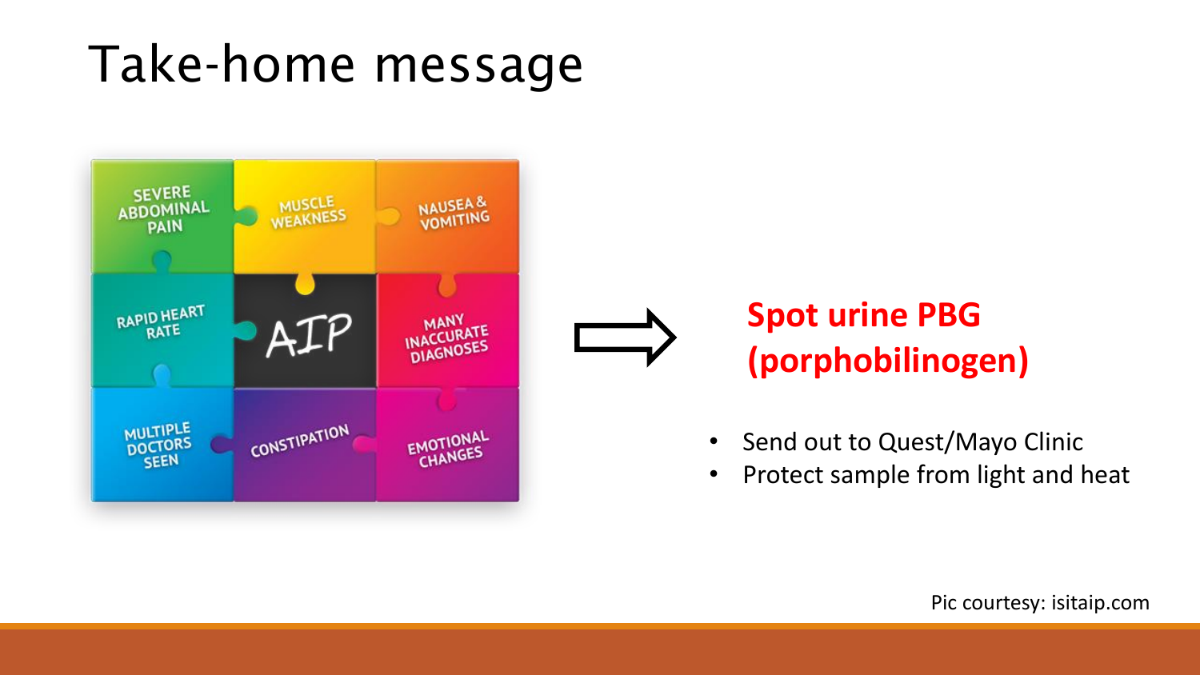# Take-home message

SEVERE ABDOMINAL PAIN

MUSCLE WEAKNESS

NAUSEA & VOMITING

RAPID HEART RATE

AIP

MANY INACCURATE DIAGNOSES

MULTIPLE DOCTORS SEEN

CONSTIPATION

EMOTIONAL CHANGES

⇨

**Spot urine PBG (porphobilinogen)**

- Send out to Quest/Mayo Clinic
- Protect sample from light and heat

Pic courtesy: isitaip.com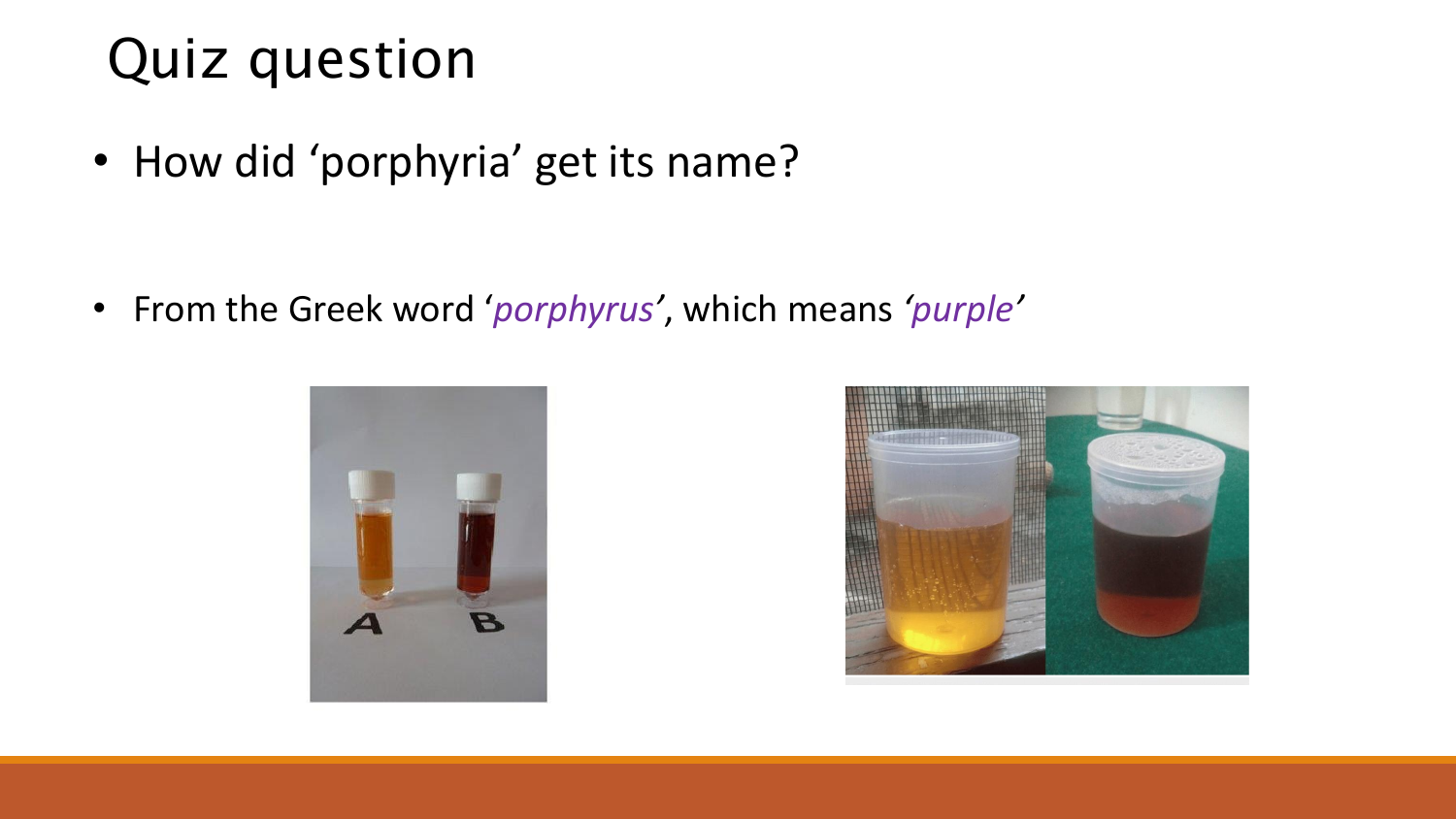# Quiz question

- How did 'porphyria' get its name?

- From the Greek word '*porphyrus*', which means '*purple*'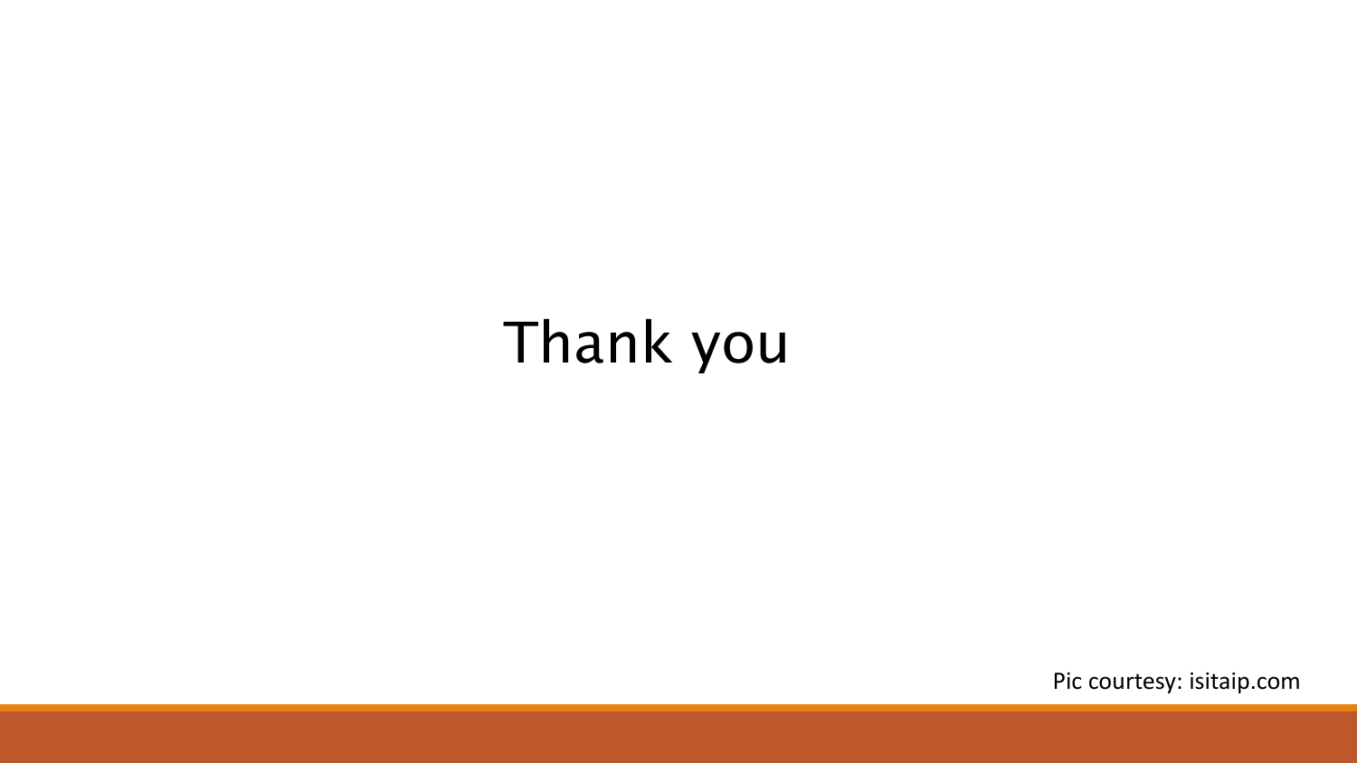# Thank you

Pic courtesy: isitaip.com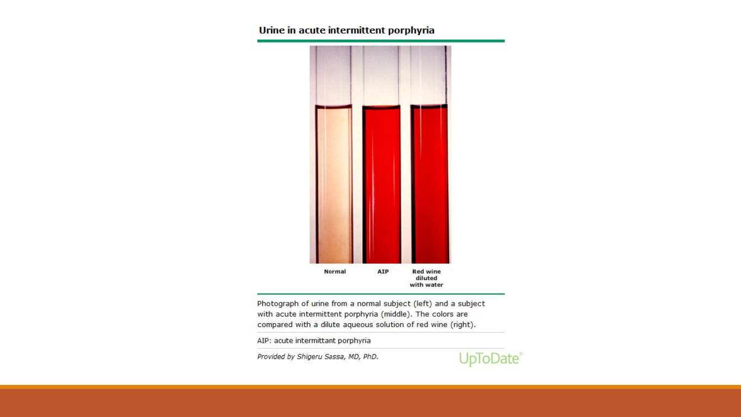**Urine in acute intermittent porphyria**

Normal

AIP

Red wine diluted with water

Photograph of urine from a normal subject (left) and a subject with acute intermittent porphyria (middle). The colors are compared with a dilute aqueous solution of red wine (right).

AIP: acute intermittant porphyria

*Provided by Shigeru Sassa, MD, PhD.*

UpToDate®